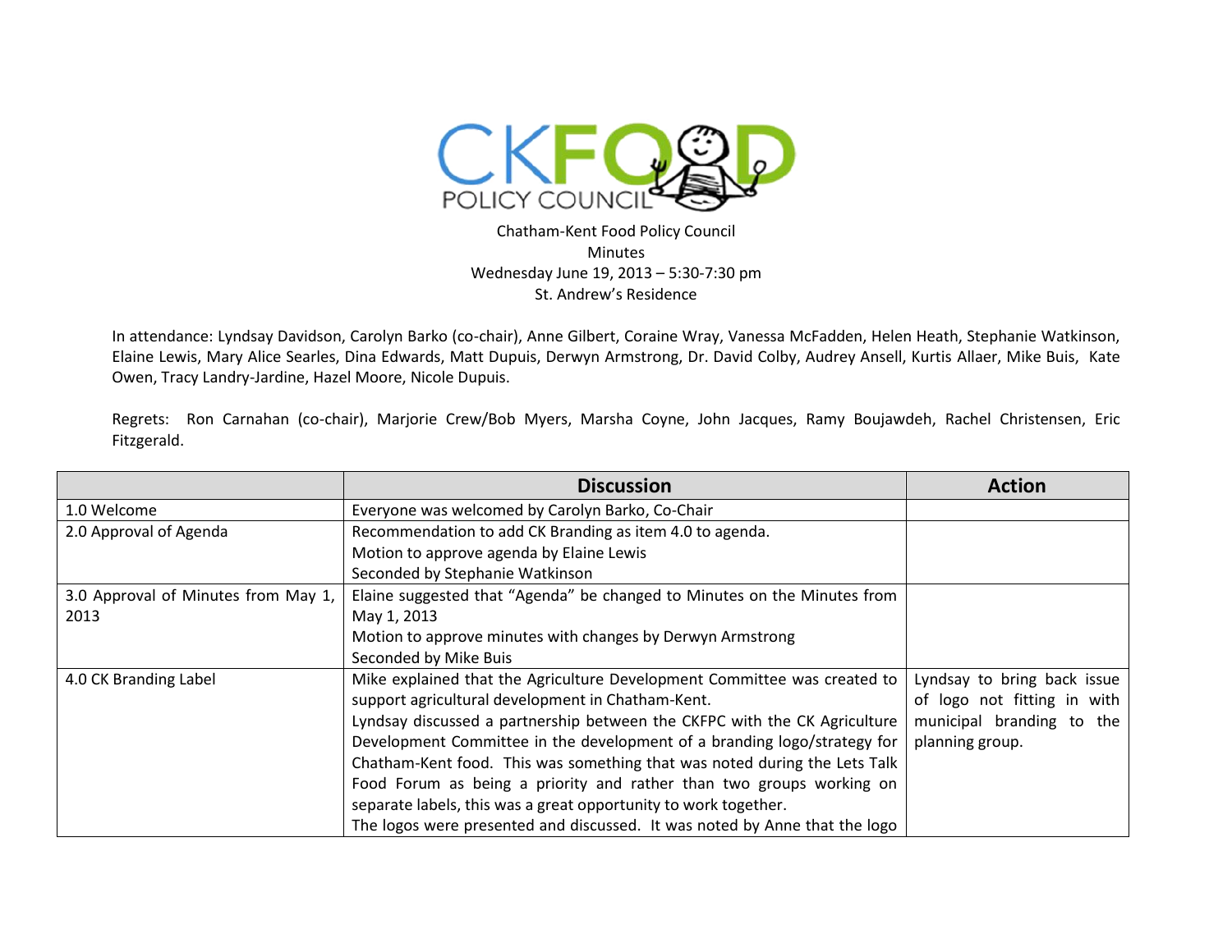CKFOOD POLICY COUNCIL

Chatham-Kent Food Policy Council
Minutes
Wednesday June 19, 2013 – 5:30-7:30 pm
St. Andrew's Residence

In attendance: Lyndsay Davidson, Carolyn Barko (co-chair), Anne Gilbert, Coraine Wray, Vanessa McFadden, Helen Heath, Stephanie Watkinson, Elaine Lewis, Mary Alice Searles, Dina Edwards, Matt Dupuis, Derwyn Armstrong, Dr. David Colby, Audrey Ansell, Kurtis Allaer, Mike Buis, Kate Owen, Tracy Landry-Jardine, Hazel Moore, Nicole Dupuis.

Regrets: Ron Carnahan (co-chair), Marjorie Crew/Bob Myers, Marsha Coyne, John Jacques, Ramy Boujawdeh, Rachel Christensen, Eric Fitzgerald.

| | Discussion | Action |
|---|---|---|
| 1.0 Welcome | Everyone was welcomed by Carolyn Barko, Co-Chair | |
| 2.0 Approval of Agenda | Recommendation to add CK Branding as item 4.0 to agenda.<br>Motion to approve agenda by Elaine Lewis<br>Seconded by Stephanie Watkinson | |
| 3.0 Approval of Minutes from May 1, 2013 | Elaine suggested that "Agenda" be changed to Minutes on the Minutes from May 1, 2013<br>Motion to approve minutes with changes by Derwyn Armstrong<br>Seconded by Mike Buis | |
| 4.0 CK Branding Label | Mike explained that the Agriculture Development Committee was created to support agricultural development in Chatham-Kent.<br>Lyndsay discussed a partnership between the CKFPC with the CK Agriculture Development Committee in the development of a branding logo/strategy for Chatham-Kent food. This was something that was noted during the Lets Talk Food Forum as being a priority and rather than two groups working on separate labels, this was a great opportunity to work together.<br>The logos were presented and discussed. It was noted by Anne that the logo | Lyndsay to bring back issue of logo not fitting in with municipal branding to the planning group. |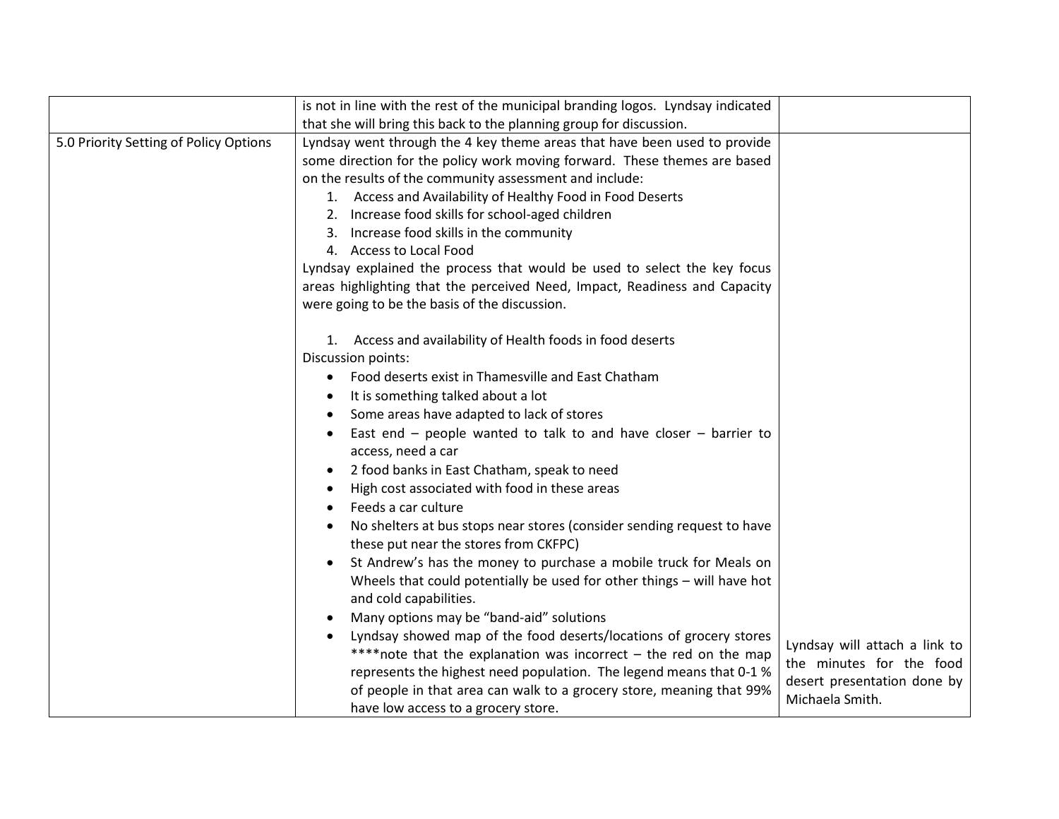| | | |
|---|---|---|
| | is not in line with the rest of the municipal branding logos. Lyndsay indicated that she will bring this back to the planning group for discussion. | |
| 5.0 Priority Setting of Policy Options | Lyndsay went through the 4 key theme areas that have been used to provide some direction for the policy work moving forward. These themes are based on the results of the community assessment and include:<br>1. Access and Availability of Healthy Food in Food Deserts<br>2. Increase food skills for school-aged children<br>3. Increase food skills in the community<br>4. Access to Local Food<br>Lyndsay explained the process that would be used to select the key focus areas highlighting that the perceived Need, Impact, Readiness and Capacity were going to be the basis of the discussion.<br><br>1. Access and availability of Health foods in food deserts<br>Discussion points:<br>• Food deserts exist in Thamesville and East Chatham<br>• It is something talked about a lot<br>• Some areas have adapted to lack of stores<br>• East end – people wanted to talk to and have closer – barrier to access, need a car<br>• 2 food banks in East Chatham, speak to need<br>• High cost associated with food in these areas<br>• Feeds a car culture<br>• No shelters at bus stops near stores (consider sending request to have these put near the stores from CKFPC)<br>• St Andrew's has the money to purchase a mobile truck for Meals on Wheels that could potentially be used for other things – will have hot and cold capabilities.<br>• Many options may be "band-aid" solutions<br>• Lyndsay showed map of the food deserts/locations of grocery stores ****note that the explanation was incorrect – the red on the map represents the highest need population. The legend means that 0-1 % of people in that area can walk to a grocery store, meaning that 99% have low access to a grocery store. | Lyndsay will attach a link to the minutes for the food desert presentation done by Michaela Smith. |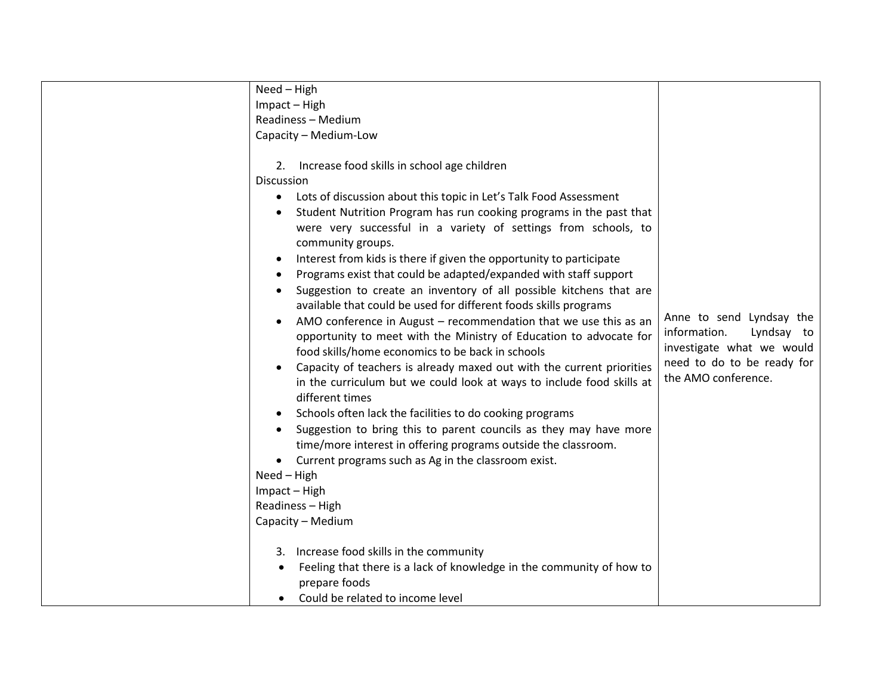| | | |
|---|---|---|
| | Need – High<br>Impact – High<br>Readiness – Medium<br>Capacity – Medium-Low<br><br>2. Increase food skills in school age children<br>Discussion<br>• Lots of discussion about this topic in Let's Talk Food Assessment<br>• Student Nutrition Program has run cooking programs in the past that were very successful in a variety of settings from schools, to community groups.<br>• Interest from kids is there if given the opportunity to participate<br>• Programs exist that could be adapted/expanded with staff support<br>• Suggestion to create an inventory of all possible kitchens that are available that could be used for different foods skills programs<br>• AMO conference in August – recommendation that we use this as an opportunity to meet with the Ministry of Education to advocate for food skills/home economics to be back in schools<br>• Capacity of teachers is already maxed out with the current priorities in the curriculum but we could look at ways to include food skills at different times<br>• Schools often lack the facilities to do cooking programs<br>• Suggestion to bring this to parent councils as they may have more time/more interest in offering programs outside the classroom.<br>• Current programs such as Ag in the classroom exist.<br>Need – High<br>Impact – High<br>Readiness – High<br>Capacity – Medium<br><br>3. Increase food skills in the community<br>• Feeling that there is a lack of knowledge in the community of how to prepare foods<br>• Could be related to income level | Anne to send Lyndsay the information. Lyndsay to investigate what we would need to do to be ready for the AMO conference. |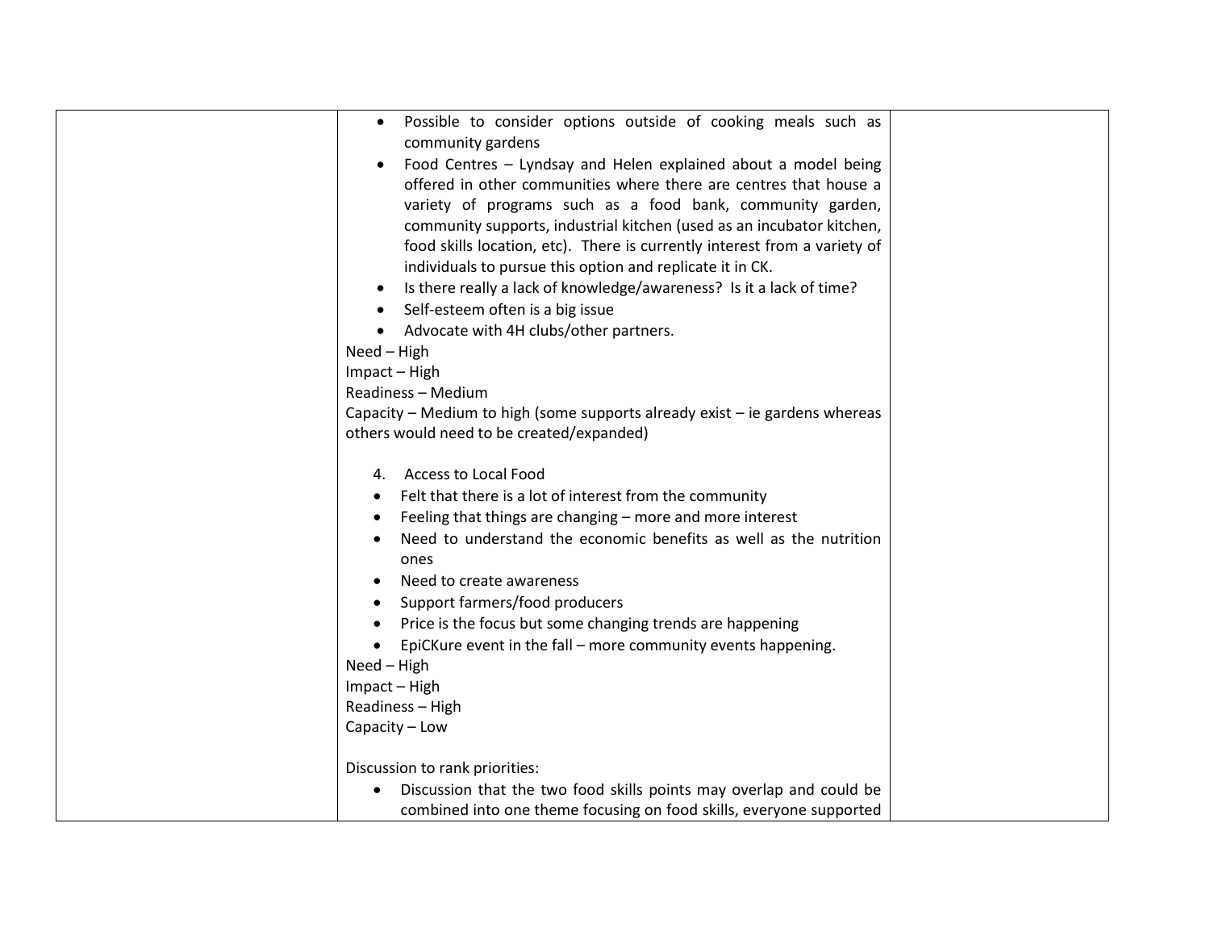| | | |
|---|---|---|
| | • Possible to consider options outside of cooking meals such as community gardens<br>• Food Centres – Lyndsay and Helen explained about a model being offered in other communities where there are centres that house a variety of programs such as a food bank, community garden, community supports, industrial kitchen (used as an incubator kitchen, food skills location, etc). There is currently interest from a variety of individuals to pursue this option and replicate it in CK.<br>• Is there really a lack of knowledge/awareness? Is it a lack of time?<br>• Self-esteem often is a big issue<br>• Advocate with 4H clubs/other partners.<br>Need – High<br>Impact – High<br>Readiness – Medium<br>Capacity – Medium to high (some supports already exist – ie gardens whereas others would need to be created/expanded)<br><br>4. Access to Local Food<br>• Felt that there is a lot of interest from the community<br>• Feeling that things are changing – more and more interest<br>• Need to understand the economic benefits as well as the nutrition ones<br>• Need to create awareness<br>• Support farmers/food producers<br>• Price is the focus but some changing trends are happening<br>• EpiCKure event in the fall – more community events happening.<br>Need – High<br>Impact – High<br>Readiness – High<br>Capacity – Low<br><br>Discussion to rank priorities:<br>• Discussion that the two food skills points may overlap and could be combined into one theme focusing on food skills, everyone supported | |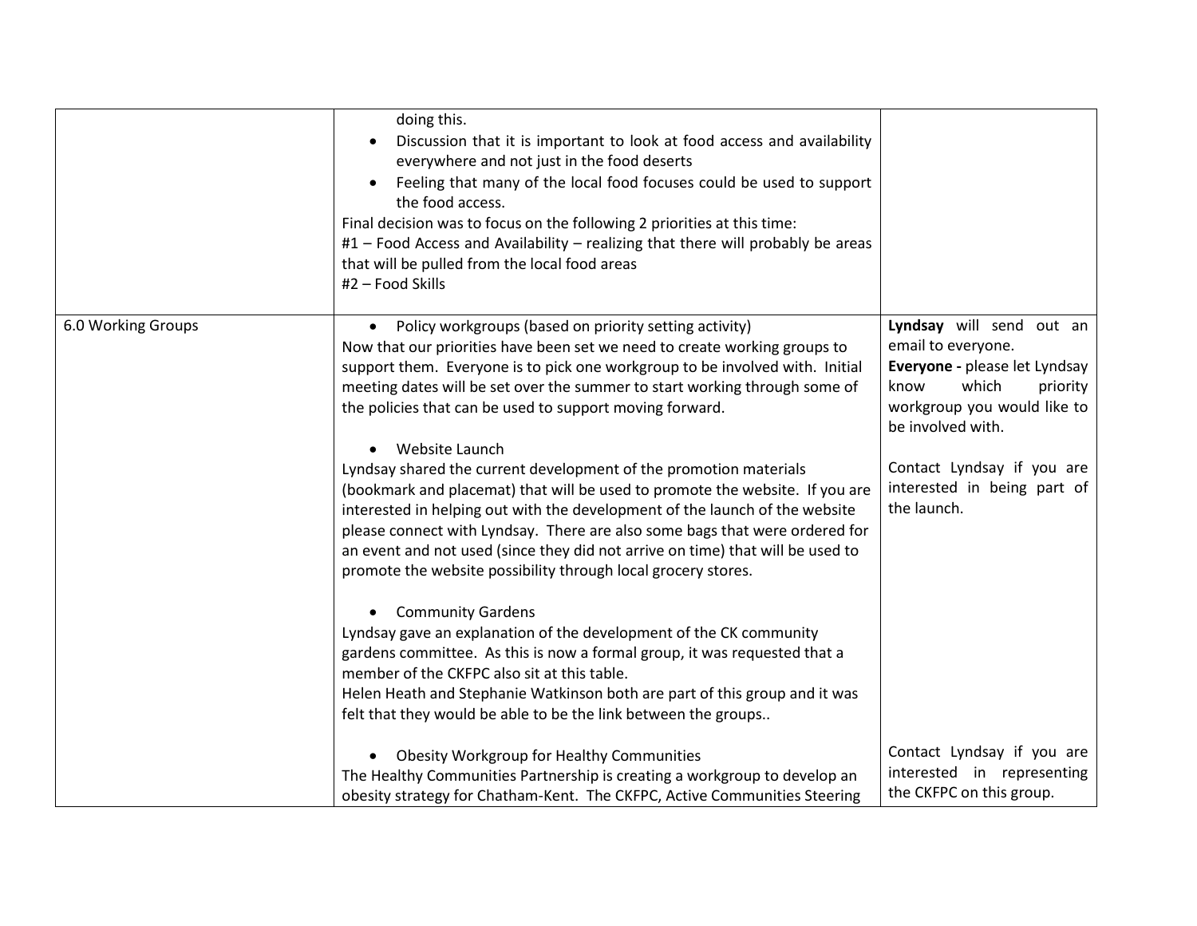| | | |
|---|---|---|
| | doing this.<br>• Discussion that it is important to look at food access and availability everywhere and not just in the food deserts<br>• Feeling that many of the local food focuses could be used to support the food access.<br>Final decision was to focus on the following 2 priorities at this time:<br>#1 – Food Access and Availability – realizing that there will probably be areas that will be pulled from the local food areas<br>#2 – Food Skills | |
| 6.0 Working Groups | • Policy workgroups (based on priority setting activity)<br>Now that our priorities have been set we need to create working groups to support them. Everyone is to pick one workgroup to be involved with. Initial meeting dates will be set over the summer to start working through some of the policies that can be used to support moving forward.<br><br>• Website Launch<br>Lyndsay shared the current development of the promotion materials (bookmark and placemat) that will be used to promote the website. If you are interested in helping out with the development of the launch of the website please connect with Lyndsay. There are also some bags that were ordered for an event and not used (since they did not arrive on time) that will be used to promote the website possibility through local grocery stores.<br><br>• Community Gardens<br>Lyndsay gave an explanation of the development of the CK community gardens committee. As this is now a formal group, it was requested that a member of the CKFPC also sit at this table.<br>Helen Heath and Stephanie Watkinson both are part of this group and it was felt that they would be able to be the link between the groups..<br><br>• Obesity Workgroup for Healthy Communities<br>The Healthy Communities Partnership is creating a workgroup to develop an obesity strategy for Chatham-Kent. The CKFPC, Active Communities Steering | **Lyndsay** will send out an email to everyone.<br>**Everyone -** please let Lyndsay know which priority workgroup you would like to be involved with.<br><br>Contact Lyndsay if you are interested in being part of the launch.<br><br>Contact Lyndsay if you are interested in representing the CKFPC on this group. |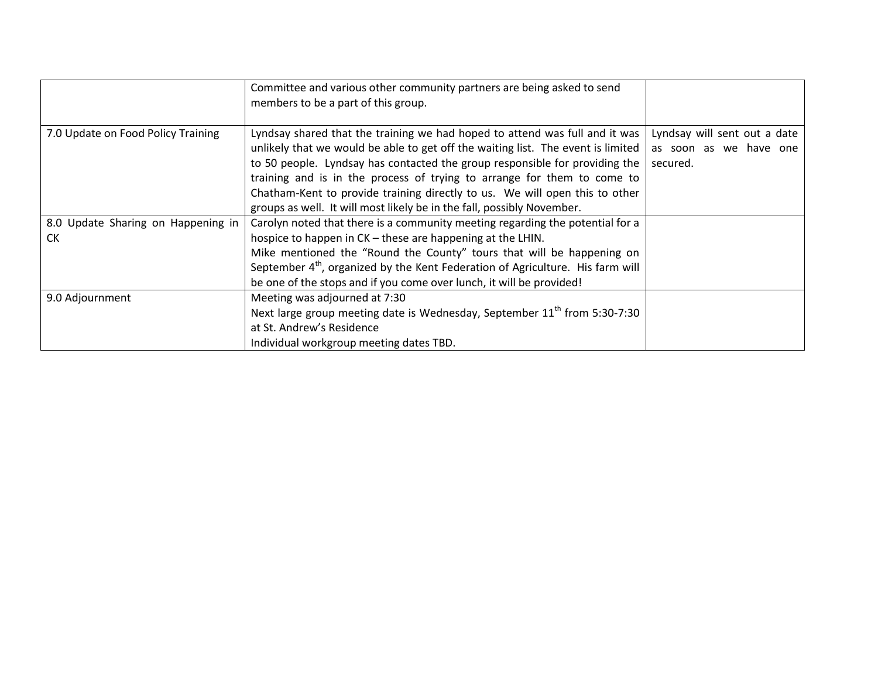| | | |
|---|---|---|
| | Committee and various other community partners are being asked to send members to be a part of this group. | |
| 7.0 Update on Food Policy Training | Lyndsay shared that the training we had hoped to attend was full and it was unlikely that we would be able to get off the waiting list. The event is limited to 50 people. Lyndsay has contacted the group responsible for providing the training and is in the process of trying to arrange for them to come to Chatham-Kent to provide training directly to us. We will open this to other groups as well. It will most likely be in the fall, possibly November. | Lyndsay will sent out a date as soon as we have one secured. |
| 8.0 Update Sharing on Happening in CK | Carolyn noted that there is a community meeting regarding the potential for a hospice to happen in CK – these are happening at the LHIN.<br>Mike mentioned the "Round the County" tours that will be happening on September 4th, organized by the Kent Federation of Agriculture. His farm will be one of the stops and if you come over lunch, it will be provided! | |
| 9.0 Adjournment | Meeting was adjourned at 7:30<br>Next large group meeting date is Wednesday, September 11th from 5:30-7:30 at St. Andrew's Residence<br>Individual workgroup meeting dates TBD. | |